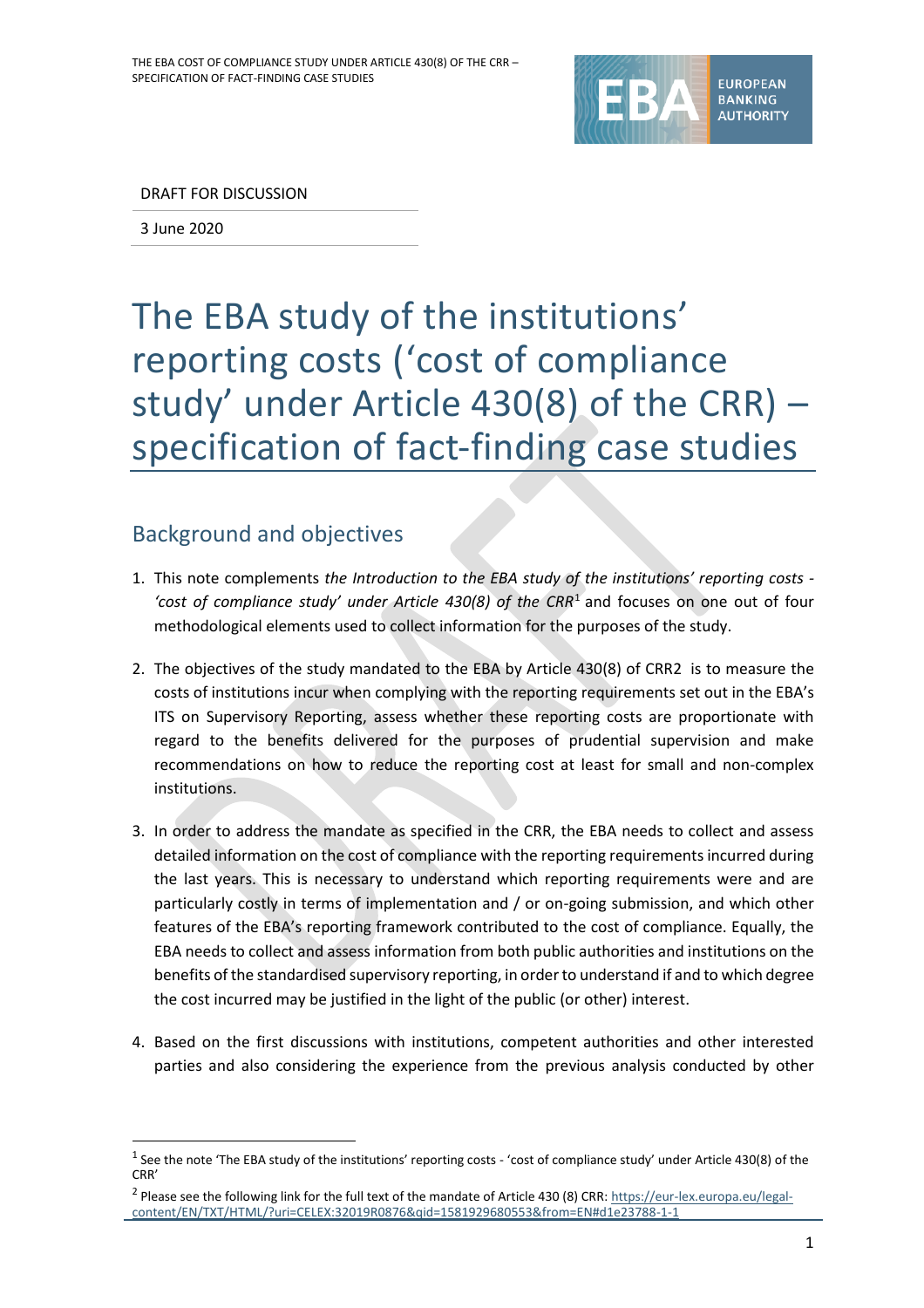DRAFT FOR DISCUSSION

3 June 2020

# The EBA study of the institutions' reporting costs ('cost of compliance study' under Article 430(8) of the CRR) – specification of fact-finding case studies

## Background and objectives

1. This note complements *the Introduction to the EBA study of the institutions' reporting costs - 'cost of compliance study' under Article 430(8) of the CRR*[1] and focuses on one out of four methodological elements used to collect information for the purposes of the study.

2. The objectives of the study mandated to the EBA by Article 430(8) of CRR2 is to measure the costs of institutions incur when complying with the reporting requirements set out in the EBA's ITS on Supervisory Reporting, assess whether these reporting costs are proportionate with regard to the benefits delivered for the purposes of prudential supervision and make recommendations on how to reduce the reporting cost at least for small and non-complex institutions.

3. In order to address the mandate as specified in the CRR, the EBA needs to collect and assess detailed information on the cost of compliance with the reporting requirements incurred during the last years. This is necessary to understand which reporting requirements were and are particularly costly in terms of implementation and / or on-going submission, and which other features of the EBA's reporting framework contributed to the cost of compliance. Equally, the EBA needs to collect and assess information from both public authorities and institutions on the benefits of the standardised supervisory reporting, in order to understand if and to which degree the cost incurred may be justified in the light of the public (or other) interest.

4. Based on the first discussions with institutions, competent authorities and other interested parties and also considering the experience from the previous analysis conducted by other

[1] See the note 'The EBA study of the institutions' reporting costs - 'cost of compliance study' under Article 430(8) of the CRR'

[2] Please see the following link for the full text of the mandate of Article 430 (8) CRR: https://eur-lex.europa.eu/legal-content/EN/TXT/HTML/?uri=CELEX:32019R0876&qid=1581929680553&from=EN#d1e23788-1-1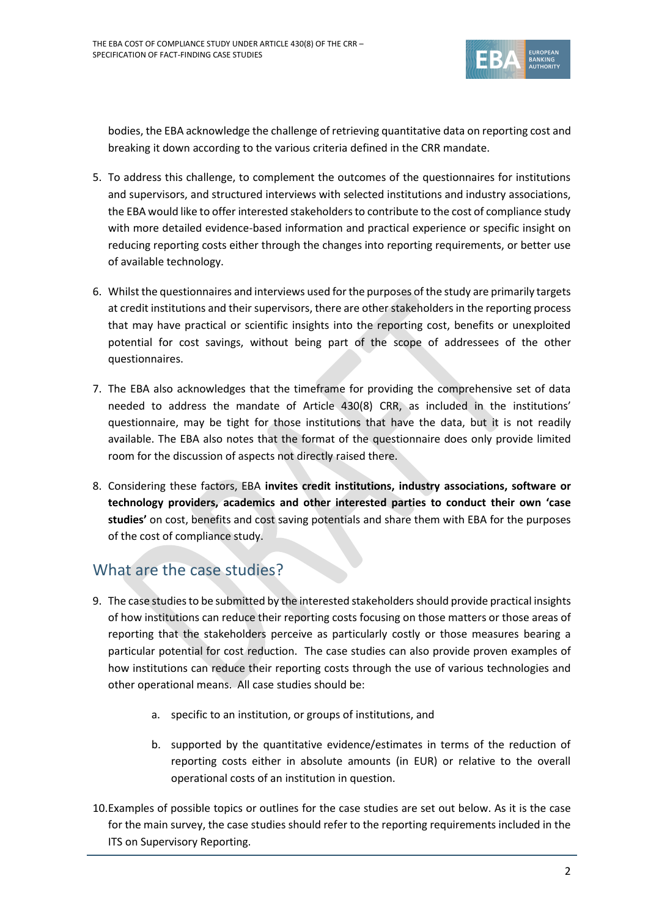bodies, the EBA acknowledge the challenge of retrieving quantitative data on reporting cost and breaking it down according to the various criteria defined in the CRR mandate.

5. To address this challenge, to complement the outcomes of the questionnaires for institutions and supervisors, and structured interviews with selected institutions and industry associations, the EBA would like to offer interested stakeholders to contribute to the cost of compliance study with more detailed evidence-based information and practical experience or specific insight on reducing reporting costs either through the changes into reporting requirements, or better use of available technology.

6. Whilst the questionnaires and interviews used for the purposes of the study are primarily targets at credit institutions and their supervisors, there are other stakeholders in the reporting process that may have practical or scientific insights into the reporting cost, benefits or unexploited potential for cost savings, without being part of the scope of addressees of the other questionnaires.

7. The EBA also acknowledges that the timeframe for providing the comprehensive set of data needed to address the mandate of Article 430(8) CRR, as included in the institutions' questionnaire, may be tight for those institutions that have the data, but it is not readily available. The EBA also notes that the format of the questionnaire does only provide limited room for the discussion of aspects not directly raised there.

8. Considering these factors, EBA **invites credit institutions, industry associations, software or technology providers, academics and other interested parties to conduct their own 'case studies'** on cost, benefits and cost saving potentials and share them with EBA for the purposes of the cost of compliance study.

## What are the case studies?

9. The case studies to be submitted by the interested stakeholders should provide practical insights of how institutions can reduce their reporting costs focusing on those matters or those areas of reporting that the stakeholders perceive as particularly costly or those measures bearing a particular potential for cost reduction. The case studies can also provide proven examples of how institutions can reduce their reporting costs through the use of various technologies and other operational means. All case studies should be:

    a. specific to an institution, or groups of institutions, and

    b. supported by the quantitative evidence/estimates in terms of the reduction of reporting costs either in absolute amounts (in EUR) or relative to the overall operational costs of an institution in question.

10. Examples of possible topics or outlines for the case studies are set out below. As it is the case for the main survey, the case studies should refer to the reporting requirements included in the ITS on Supervisory Reporting.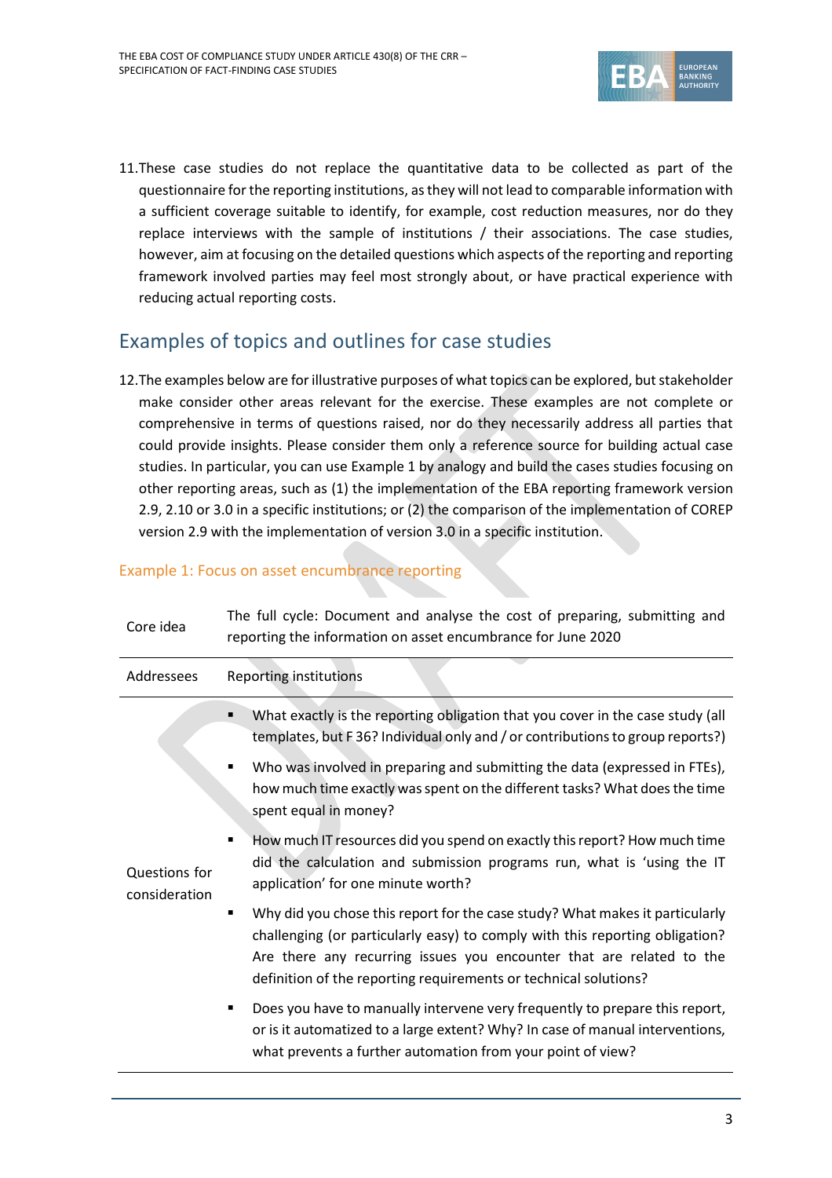11. These case studies do not replace the quantitative data to be collected as part of the questionnaire for the reporting institutions, as they will not lead to comparable information with a sufficient coverage suitable to identify, for example, cost reduction measures, nor do they replace interviews with the sample of institutions / their associations. The case studies, however, aim at focusing on the detailed questions which aspects of the reporting and reporting framework involved parties may feel most strongly about, or have practical experience with reducing actual reporting costs.

## Examples of topics and outlines for case studies

12. The examples below are for illustrative purposes of what topics can be explored, but stakeholder make consider other areas relevant for the exercise. These examples are not complete or comprehensive in terms of questions raised, nor do they necessarily address all parties that could provide insights. Please consider them only a reference source for building actual case studies. In particular, you can use Example 1 by analogy and build the cases studies focusing on other reporting areas, such as (1) the implementation of the EBA reporting framework version 2.9, 2.10 or 3.0 in a specific institutions; or (2) the comparison of the implementation of COREP version 2.9 with the implementation of version 3.0 in a specific institution.

### Example 1: Focus on asset encumbrance reporting

| | |
|---|---|
| Core idea | The full cycle: Document and analyse the cost of preparing, submitting and reporting the information on asset encumbrance for June 2020 |
| Addressees | Reporting institutions |
| Questions for consideration | ▪ What exactly is the reporting obligation that you cover in the case study (all templates, but F 36? Individual only and / or contributions to group reports?)<br>▪ Who was involved in preparing and submitting the data (expressed in FTEs), how much time exactly was spent on the different tasks? What does the time spent equal in money?<br>▪ How much IT resources did you spend on exactly this report? How much time did the calculation and submission programs run, what is 'using the IT application' for one minute worth?<br>▪ Why did you chose this report for the case study? What makes it particularly challenging (or particularly easy) to comply with this reporting obligation? Are there any recurring issues you encounter that are related to the definition of the reporting requirements or technical solutions?<br>▪ Does you have to manually intervene very frequently to prepare this report, or is it automatized to a large extent? Why? In case of manual interventions, what prevents a further automation from your point of view? |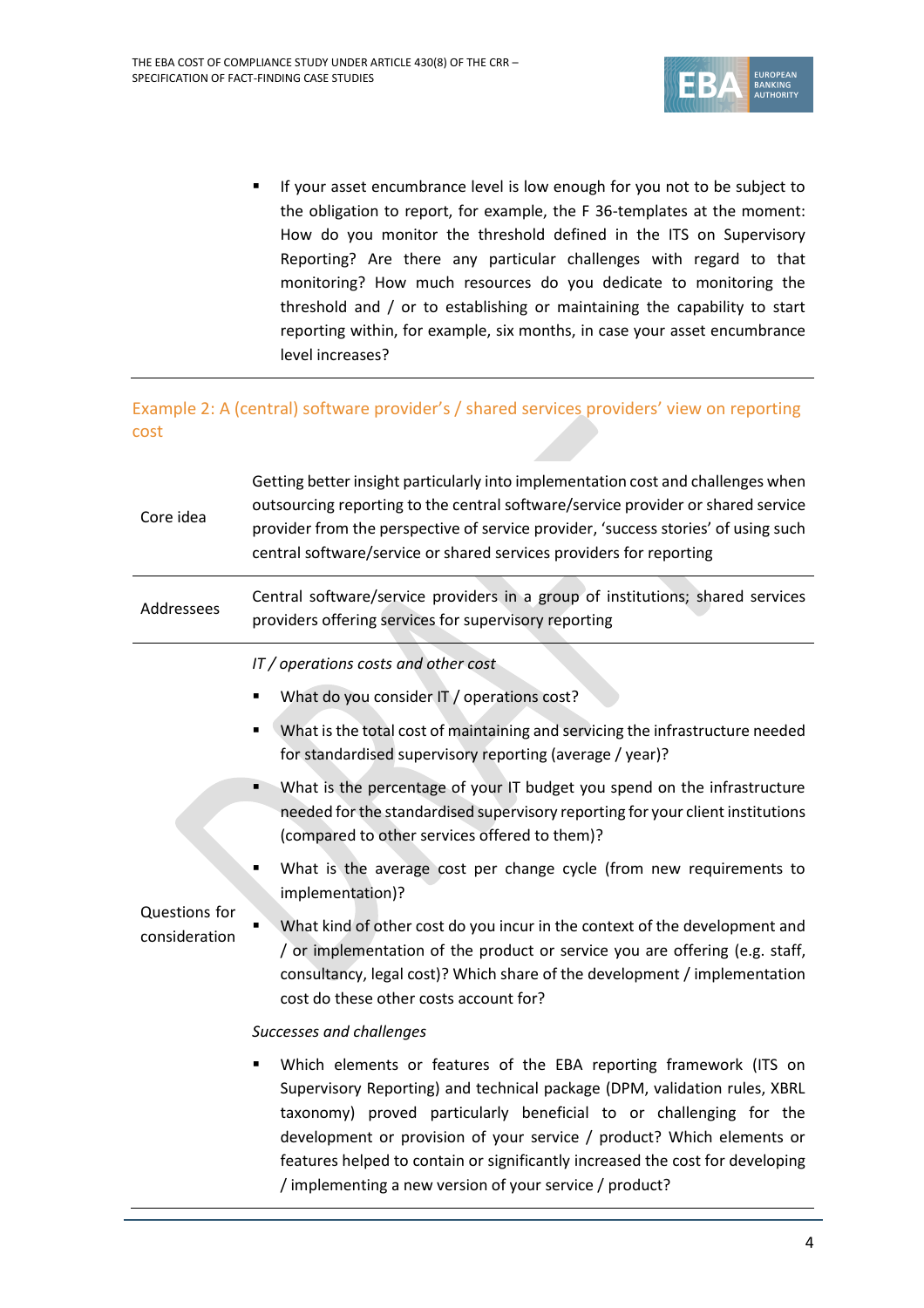- If your asset encumbrance level is low enough for you not to be subject to the obligation to report, for example, the F 36-templates at the moment: How do you monitor the threshold defined in the ITS on Supervisory Reporting? Are there any particular challenges with regard to that monitoring? How much resources do you dedicate to monitoring the threshold and / or to establishing or maintaining the capability to start reporting within, for example, six months, in case your asset encumbrance level increases?

## Example 2: A (central) software provider's / shared services providers' view on reporting cost

| | |
|---|---|
| Core idea | Getting better insight particularly into implementation cost and challenges when outsourcing reporting to the central software/service provider or shared service provider from the perspective of service provider, 'success stories' of using such central software/service or shared services providers for reporting |
| Addressees | Central software/service providers in a group of institutions; shared services providers offering services for supervisory reporting |
| Questions for consideration | *IT / operations costs and other cost*<br>▪ What do you consider IT / operations cost?<br>▪ What is the total cost of maintaining and servicing the infrastructure needed for standardised supervisory reporting (average / year)?<br>▪ What is the percentage of your IT budget you spend on the infrastructure needed for the standardised supervisory reporting for your client institutions (compared to other services offered to them)?<br>▪ What is the average cost per change cycle (from new requirements to implementation)?<br>▪ What kind of other cost do you incur in the context of the development and / or implementation of the product or service you are offering (e.g. staff, consultancy, legal cost)? Which share of the development / implementation cost do these other costs account for?<br>*Successes and challenges*<br>▪ Which elements or features of the EBA reporting framework (ITS on Supervisory Reporting) and technical package (DPM, validation rules, XBRL taxonomy) proved particularly beneficial to or challenging for the development or provision of your service / product? Which elements or features helped to contain or significantly increased the cost for developing / implementing a new version of your service / product? |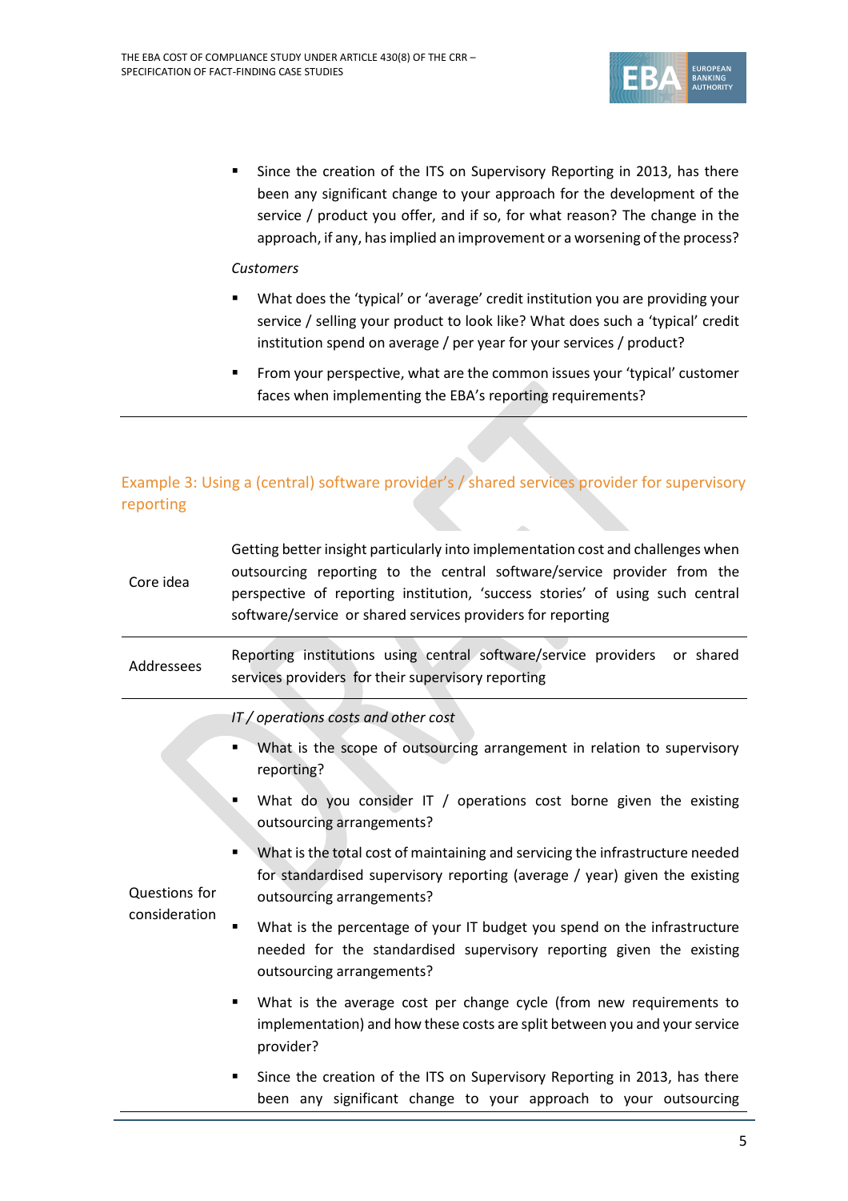- Since the creation of the ITS on Supervisory Reporting in 2013, has there been any significant change to your approach for the development of the service / product you offer, and if so, for what reason? The change in the approach, if any, has implied an improvement or a worsening of the process?

*Customers*

- What does the 'typical' or 'average' credit institution you are providing your service / selling your product to look like? What does such a 'typical' credit institution spend on average / per year for your services / product?
- From your perspective, what are the common issues your 'typical' customer faces when implementing the EBA's reporting requirements?

## Example 3: Using a (central) software provider's / shared services provider for supervisory reporting

| | |
|---|---|
| Core idea | Getting better insight particularly into implementation cost and challenges when outsourcing reporting to the central software/service provider from the perspective of reporting institution, 'success stories' of using such central software/service or shared services providers for reporting |
| Addressees | Reporting institutions using central software/service providers or shared services providers for their supervisory reporting |
| Questions for consideration | *IT / operations costs and other cost*<br>▪ What is the scope of outsourcing arrangement in relation to supervisory reporting?<br>▪ What do you consider IT / operations cost borne given the existing outsourcing arrangements?<br>▪ What is the total cost of maintaining and servicing the infrastructure needed for standardised supervisory reporting (average / year) given the existing outsourcing arrangements?<br>▪ What is the percentage of your IT budget you spend on the infrastructure needed for the standardised supervisory reporting given the existing outsourcing arrangements?<br>▪ What is the average cost per change cycle (from new requirements to implementation) and how these costs are split between you and your service provider?<br>▪ Since the creation of the ITS on Supervisory Reporting in 2013, has there been any significant change to your approach to your outsourcing |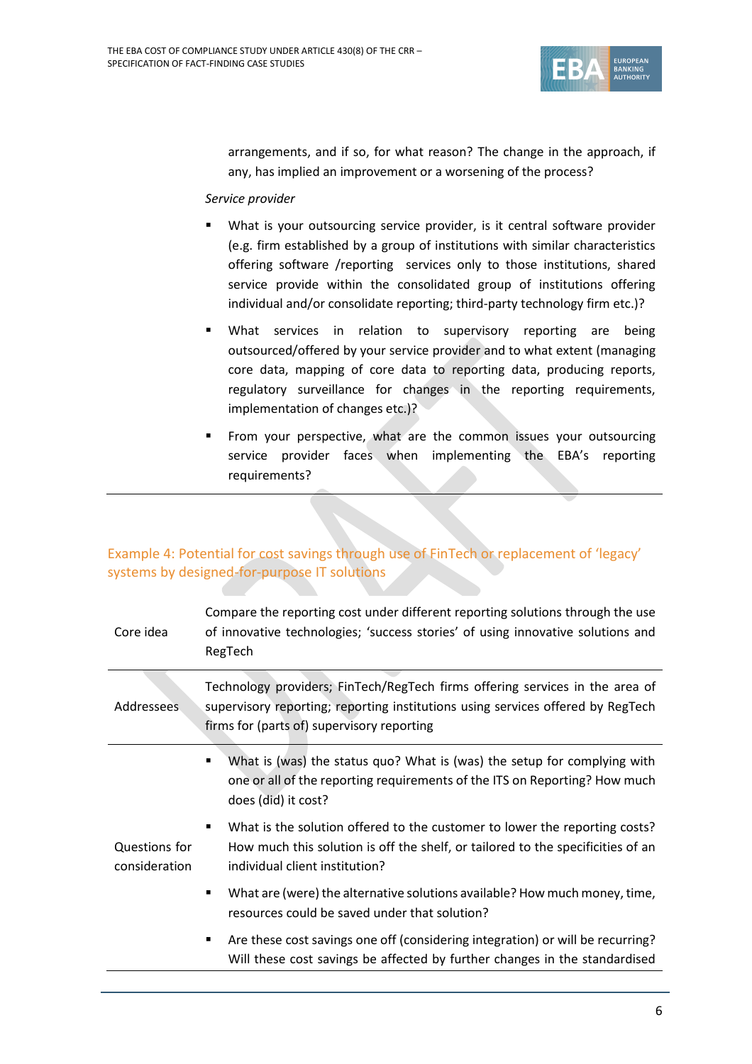arrangements, and if so, for what reason? The change in the approach, if any, has implied an improvement or a worsening of the process?

*Service provider*

- What is your outsourcing service provider, is it central software provider (e.g. firm established by a group of institutions with similar characteristics offering software /reporting services only to those institutions, shared service provide within the consolidated group of institutions offering individual and/or consolidate reporting; third-party technology firm etc.)?
- What services in relation to supervisory reporting are being outsourced/offered by your service provider and to what extent (managing core data, mapping of core data to reporting data, producing reports, regulatory surveillance for changes in the reporting requirements, implementation of changes etc.)?
- From your perspective, what are the common issues your outsourcing service provider faces when implementing the EBA's reporting requirements?

## Example 4: Potential for cost savings through use of FinTech or replacement of 'legacy' systems by designed-for-purpose IT solutions

| | |
|---|---|
| Core idea | Compare the reporting cost under different reporting solutions through the use of innovative technologies; 'success stories' of using innovative solutions and RegTech |
| Addressees | Technology providers; FinTech/RegTech firms offering services in the area of supervisory reporting; reporting institutions using services offered by RegTech firms for (parts of) supervisory reporting |
| Questions for consideration | ▪ What is (was) the status quo? What is (was) the setup for complying with one or all of the reporting requirements of the ITS on Reporting? How much does (did) it cost?<br>▪ What is the solution offered to the customer to lower the reporting costs? How much this solution is off the shelf, or tailored to the specificities of an individual client institution?<br>▪ What are (were) the alternative solutions available? How much money, time, resources could be saved under that solution?<br>▪ Are these cost savings one off (considering integration) or will be recurring? Will these cost savings be affected by further changes in the standardised |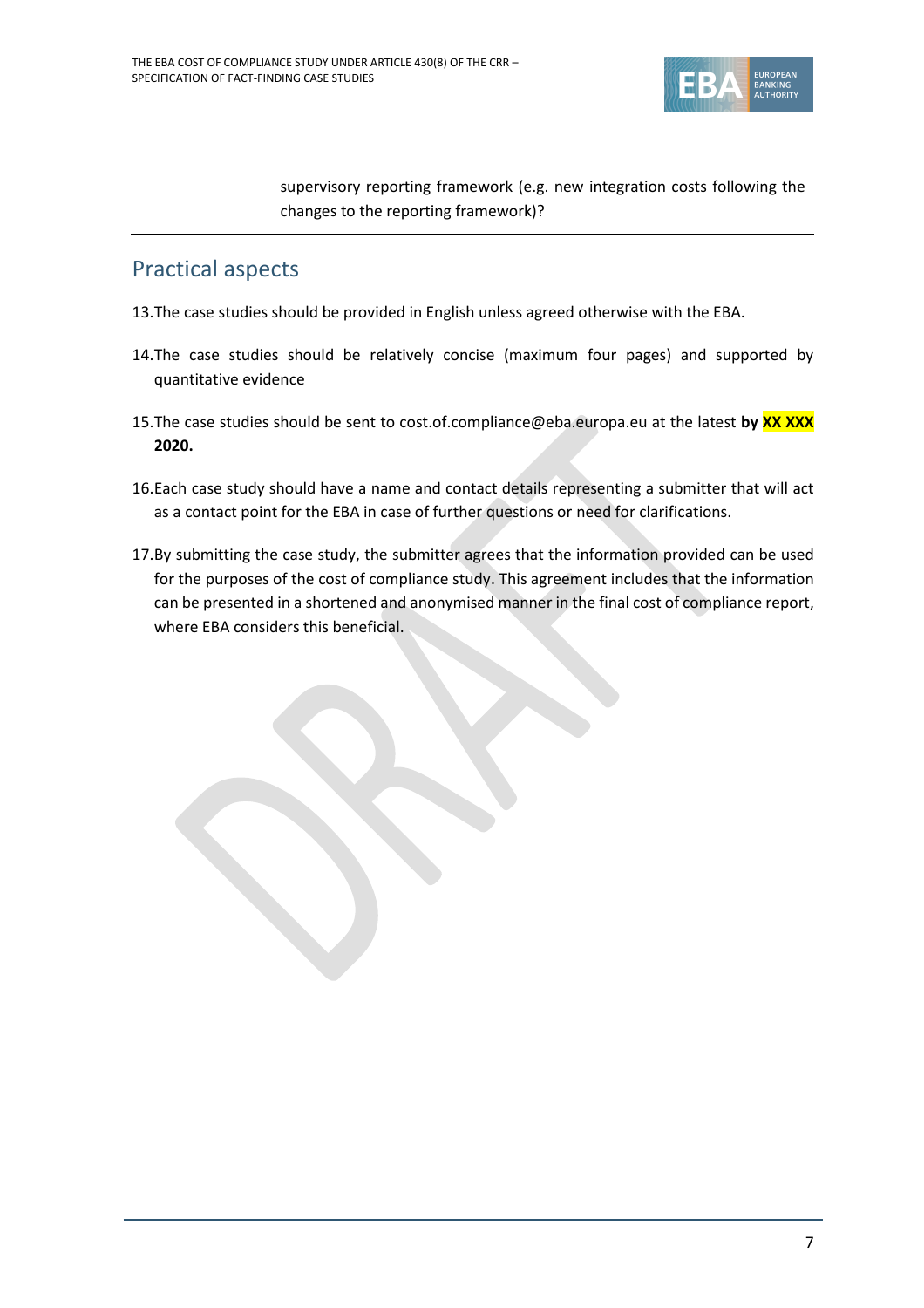supervisory reporting framework (e.g. new integration costs following the changes to the reporting framework)?

## Practical aspects

13. The case studies should be provided in English unless agreed otherwise with the EBA.

14. The case studies should be relatively concise (maximum four pages) and supported by quantitative evidence

15. The case studies should be sent to cost.of.compliance@eba.europa.eu at the latest **by XX XXX 2020.**

16. Each case study should have a name and contact details representing a submitter that will act as a contact point for the EBA in case of further questions or need for clarifications.

17. By submitting the case study, the submitter agrees that the information provided can be used for the purposes of the cost of compliance study. This agreement includes that the information can be presented in a shortened and anonymised manner in the final cost of compliance report, where EBA considers this beneficial.